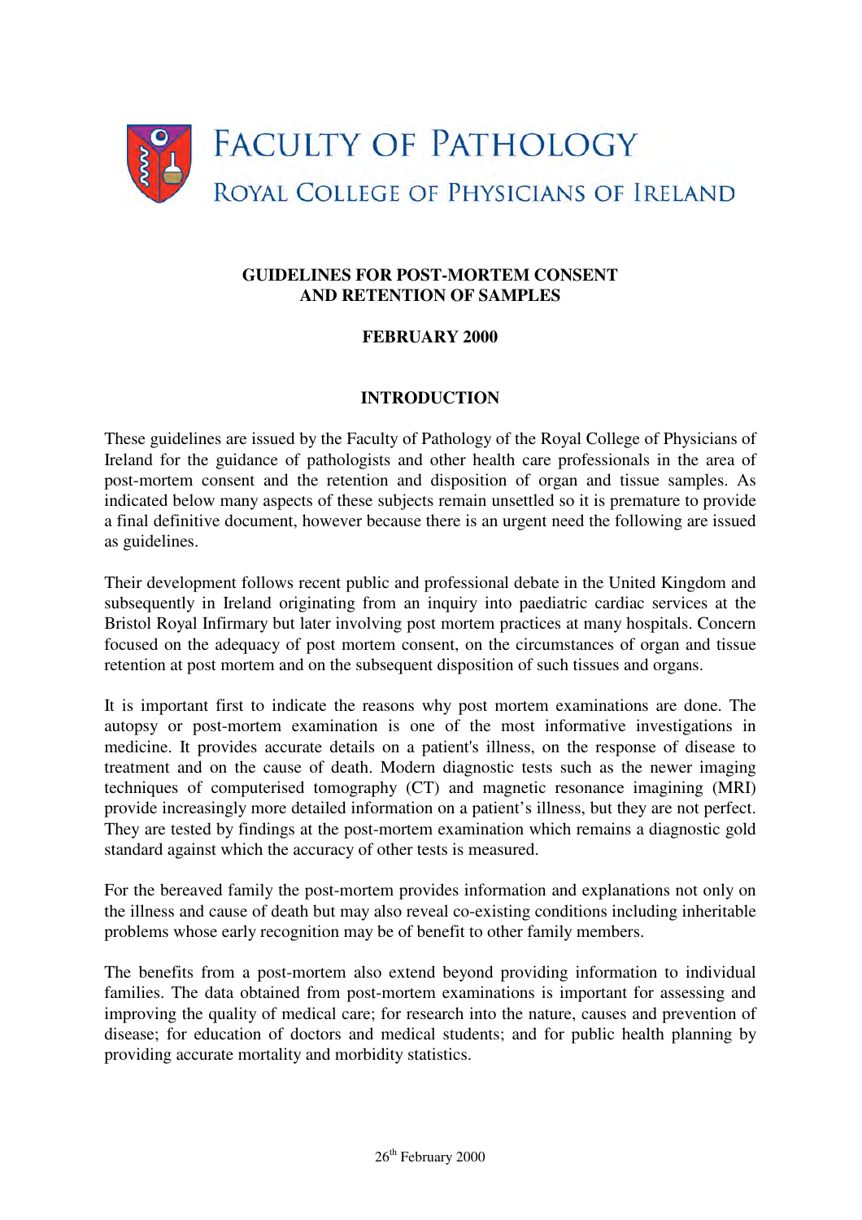FACULTY OF PATHOLOGY

ROYAL COLLEGE OF PHYSICIANS OF IRELAND

# GUIDELINES FOR POST-MORTEM CONSENT AND RETENTION OF SAMPLES

**FEBRUARY 2000**

## INTRODUCTION

These guidelines are issued by the Faculty of Pathology of the Royal College of Physicians of Ireland for the guidance of pathologists and other health care professionals in the area of post-mortem consent and the retention and disposition of organ and tissue samples. As indicated below many aspects of these subjects remain unsettled so it is premature to provide a final definitive document, however because there is an urgent need the following are issued as guidelines.

Their development follows recent public and professional debate in the United Kingdom and subsequently in Ireland originating from an inquiry into paediatric cardiac services at the Bristol Royal Infirmary but later involving post mortem practices at many hospitals. Concern focused on the adequacy of post mortem consent, on the circumstances of organ and tissue retention at post mortem and on the subsequent disposition of such tissues and organs.

It is important first to indicate the reasons why post mortem examinations are done. The autopsy or post-mortem examination is one of the most informative investigations in medicine. It provides accurate details on a patient's illness, on the response of disease to treatment and on the cause of death. Modern diagnostic tests such as the newer imaging techniques of computerised tomography (CT) and magnetic resonance imagining (MRI) provide increasingly more detailed information on a patient's illness, but they are not perfect. They are tested by findings at the post-mortem examination which remains a diagnostic gold standard against which the accuracy of other tests is measured.

For the bereaved family the post-mortem provides information and explanations not only on the illness and cause of death but may also reveal co-existing conditions including inheritable problems whose early recognition may be of benefit to other family members.

The benefits from a post-mortem also extend beyond providing information to individual families. The data obtained from post-mortem examinations is important for assessing and improving the quality of medical care; for research into the nature, causes and prevention of disease; for education of doctors and medical students; and for public health planning by providing accurate mortality and morbidity statistics.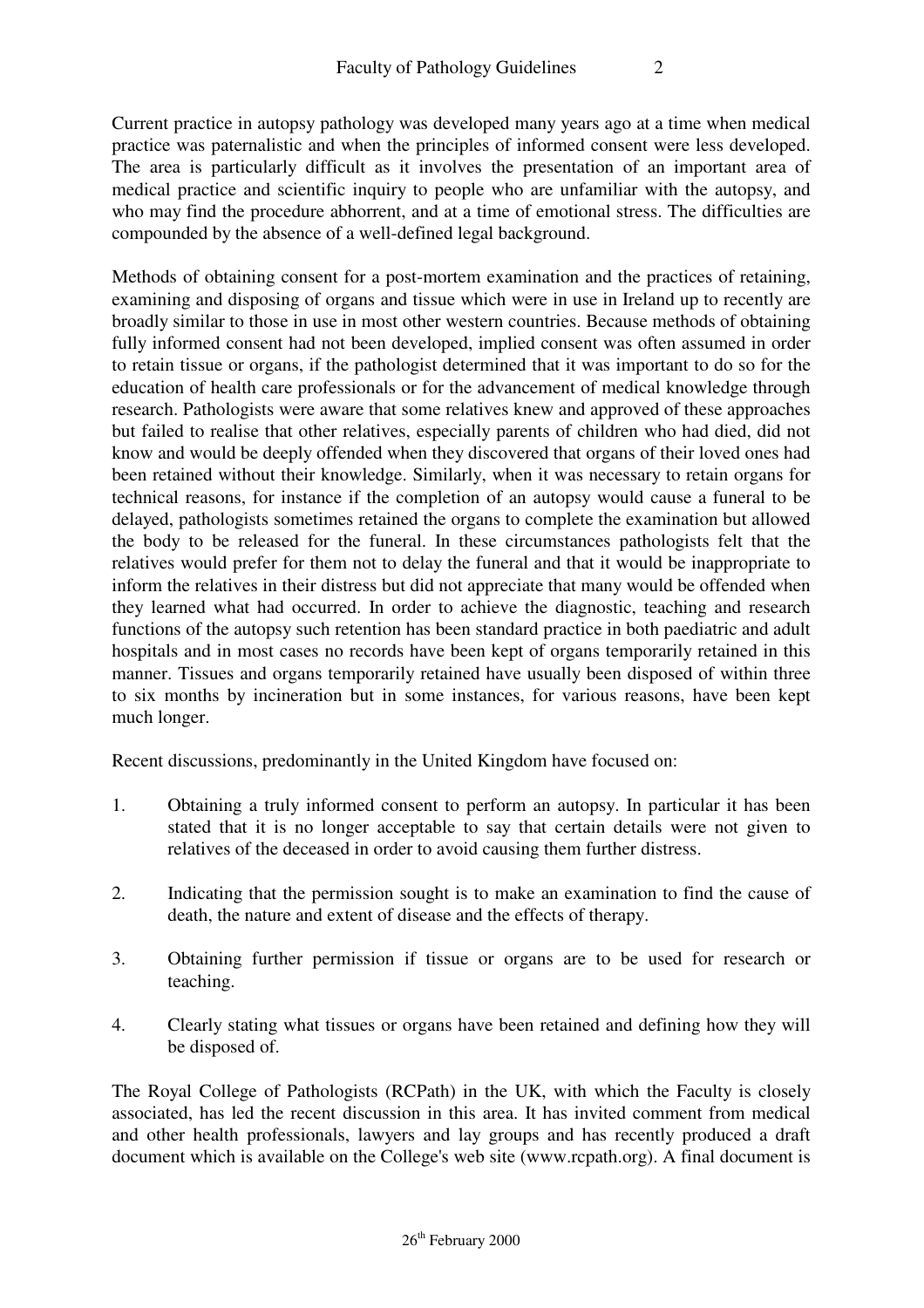Current practice in autopsy pathology was developed many years ago at a time when medical practice was paternalistic and when the principles of informed consent were less developed. The area is particularly difficult as it involves the presentation of an important area of medical practice and scientific inquiry to people who are unfamiliar with the autopsy, and who may find the procedure abhorrent, and at a time of emotional stress. The difficulties are compounded by the absence of a well-defined legal background.

Methods of obtaining consent for a post-mortem examination and the practices of retaining, examining and disposing of organs and tissue which were in use in Ireland up to recently are broadly similar to those in use in most other western countries. Because methods of obtaining fully informed consent had not been developed, implied consent was often assumed in order to retain tissue or organs, if the pathologist determined that it was important to do so for the education of health care professionals or for the advancement of medical knowledge through research. Pathologists were aware that some relatives knew and approved of these approaches but failed to realise that other relatives, especially parents of children who had died, did not know and would be deeply offended when they discovered that organs of their loved ones had been retained without their knowledge. Similarly, when it was necessary to retain organs for technical reasons, for instance if the completion of an autopsy would cause a funeral to be delayed, pathologists sometimes retained the organs to complete the examination but allowed the body to be released for the funeral. In these circumstances pathologists felt that the relatives would prefer for them not to delay the funeral and that it would be inappropriate to inform the relatives in their distress but did not appreciate that many would be offended when they learned what had occurred. In order to achieve the diagnostic, teaching and research functions of the autopsy such retention has been standard practice in both paediatric and adult hospitals and in most cases no records have been kept of organs temporarily retained in this manner. Tissues and organs temporarily retained have usually been disposed of within three to six months by incineration but in some instances, for various reasons, have been kept much longer.

Recent discussions, predominantly in the United Kingdom have focused on:

1. Obtaining a truly informed consent to perform an autopsy. In particular it has been stated that it is no longer acceptable to say that certain details were not given to relatives of the deceased in order to avoid causing them further distress.

2. Indicating that the permission sought is to make an examination to find the cause of death, the nature and extent of disease and the effects of therapy.

3. Obtaining further permission if tissue or organs are to be used for research or teaching.

4. Clearly stating what tissues or organs have been retained and defining how they will be disposed of.

The Royal College of Pathologists (RCPath) in the UK, with which the Faculty is closely associated, has led the recent discussion in this area. It has invited comment from medical and other health professionals, lawyers and lay groups and has recently produced a draft document which is available on the College's web site (www.rcpath.org). A final document is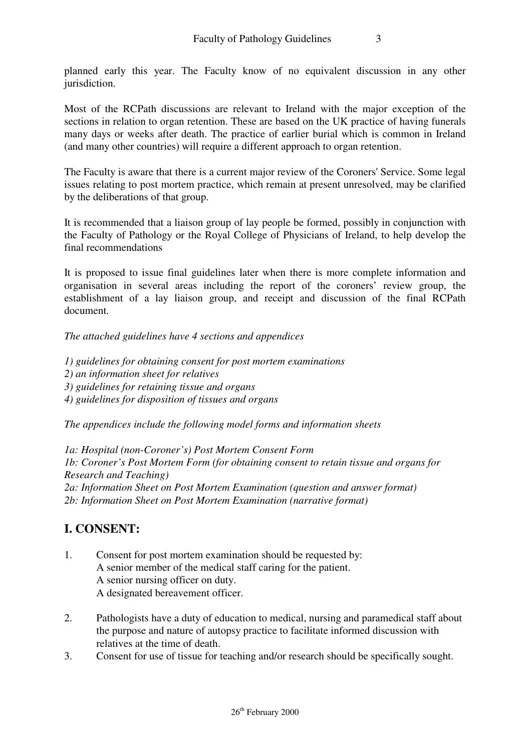planned early this year. The Faculty know of no equivalent discussion in any other jurisdiction.

Most of the RCPath discussions are relevant to Ireland with the major exception of the sections in relation to organ retention. These are based on the UK practice of having funerals many days or weeks after death. The practice of earlier burial which is common in Ireland (and many other countries) will require a different approach to organ retention.

The Faculty is aware that there is a current major review of the Coroners' Service. Some legal issues relating to post mortem practice, which remain at present unresolved, may be clarified by the deliberations of that group.

It is recommended that a liaison group of lay people be formed, possibly in conjunction with the Faculty of Pathology or the Royal College of Physicians of Ireland, to help develop the final recommendations

It is proposed to issue final guidelines later when there is more complete information and organisation in several areas including the report of the coroners' review group, the establishment of a lay liaison group, and receipt and discussion of the final RCPath document.

*The attached guidelines have 4 sections and appendices*

*1) guidelines for obtaining consent for post mortem examinations*
*2) an information sheet for relatives*
*3) guidelines for retaining tissue and organs*
*4) guidelines for disposition of tissues and organs*

*The appendices include the following model forms and information sheets*

*1a: Hospital (non-Coroner's) Post Mortem Consent Form*
*1b: Coroner's Post Mortem Form (for obtaining consent to retain tissue and organs for Research and Teaching)*
*2a: Information Sheet on Post Mortem Examination (question and answer format)*
*2b: Information Sheet on Post Mortem Examination (narrative format)*

## I. CONSENT:

1. Consent for post mortem examination should be requested by:
   A senior member of the medical staff caring for the patient.
   A senior nursing officer on duty.
   A designated bereavement officer.

2. Pathologists have a duty of education to medical, nursing and paramedical staff about the purpose and nature of autopsy practice to facilitate informed discussion with relatives at the time of death.
3. Consent for use of tissue for teaching and/or research should be specifically sought.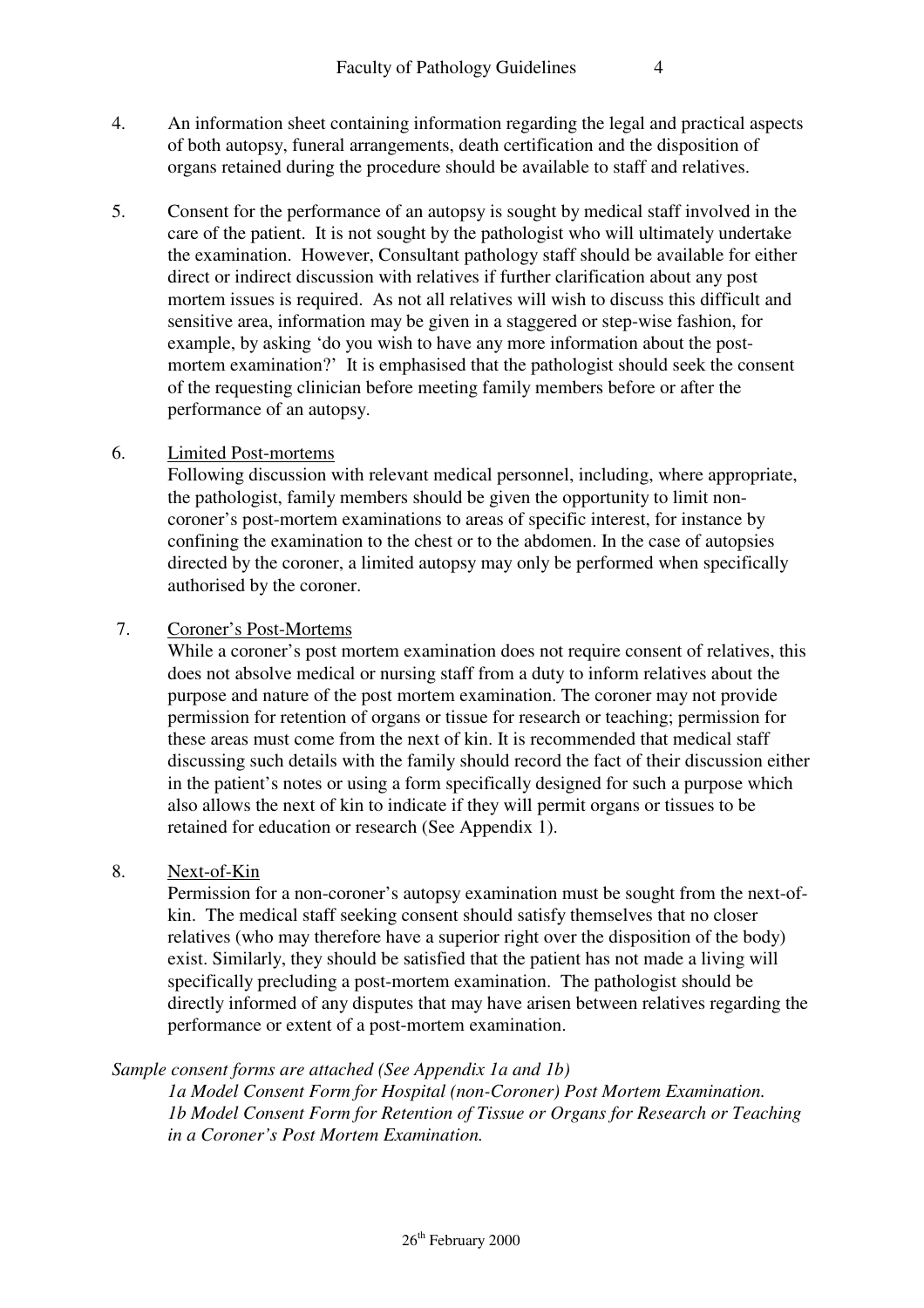4. An information sheet containing information regarding the legal and practical aspects of both autopsy, funeral arrangements, death certification and the disposition of organs retained during the procedure should be available to staff and relatives.

5. Consent for the performance of an autopsy is sought by medical staff involved in the care of the patient. It is not sought by the pathologist who will ultimately undertake the examination. However, Consultant pathology staff should be available for either direct or indirect discussion with relatives if further clarification about any post mortem issues is required. As not all relatives will wish to discuss this difficult and sensitive area, information may be given in a staggered or step-wise fashion, for example, by asking 'do you wish to have any more information about the post-mortem examination?' It is emphasised that the pathologist should seek the consent of the requesting clinician before meeting family members before or after the performance of an autopsy.

6. <u>Limited Post-mortems</u>
   Following discussion with relevant medical personnel, including, where appropriate, the pathologist, family members should be given the opportunity to limit non-coroner's post-mortem examinations to areas of specific interest, for instance by confining the examination to the chest or to the abdomen. In the case of autopsies directed by the coroner, a limited autopsy may only be performed when specifically authorised by the coroner.

7. <u>Coroner's Post-Mortems</u>
   While a coroner's post mortem examination does not require consent of relatives, this does not absolve medical or nursing staff from a duty to inform relatives about the purpose and nature of the post mortem examination. The coroner may not provide permission for retention of organs or tissue for research or teaching; permission for these areas must come from the next of kin. It is recommended that medical staff discussing such details with the family should record the fact of their discussion either in the patient's notes or using a form specifically designed for such a purpose which also allows the next of kin to indicate if they will permit organs or tissues to be retained for education or research (See Appendix 1).

8. <u>Next-of-Kin</u>
   Permission for a non-coroner's autopsy examination must be sought from the next-of-kin. The medical staff seeking consent should satisfy themselves that no closer relatives (who may therefore have a superior right over the disposition of the body) exist. Similarly, they should be satisfied that the patient has not made a living will specifically precluding a post-mortem examination. The pathologist should be directly informed of any disputes that may have arisen between relatives regarding the performance or extent of a post-mortem examination.

*Sample consent forms are attached (See Appendix 1a and 1b)*

*1a Model Consent Form for Hospital (non-Coroner) Post Mortem Examination.*
*1b Model Consent Form for Retention of Tissue or Organs for Research or Teaching in a Coroner's Post Mortem Examination.*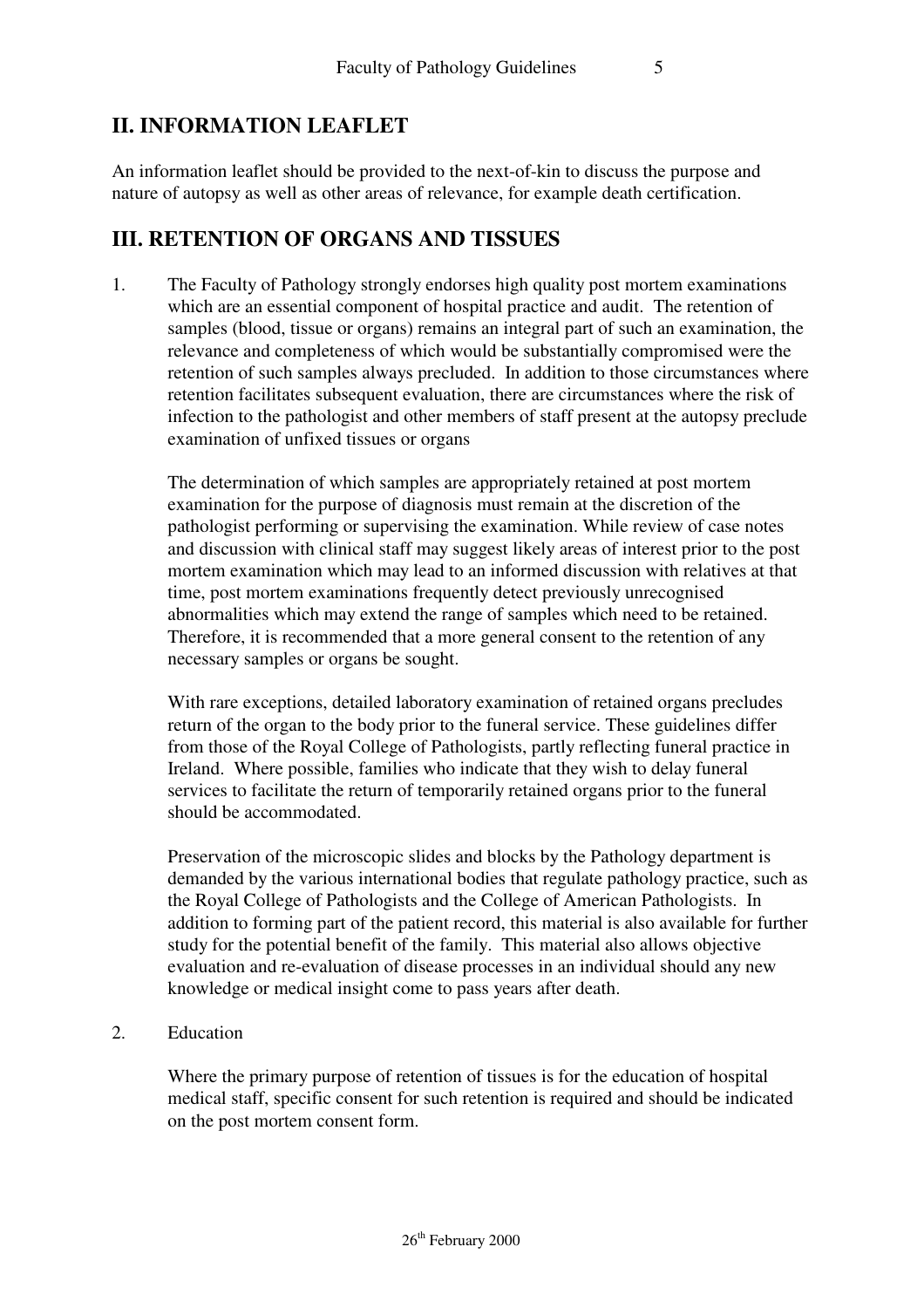## II. INFORMATION LEAFLET

An information leaflet should be provided to the next-of-kin to discuss the purpose and nature of autopsy as well as other areas of relevance, for example death certification.

## III. RETENTION OF ORGANS AND TISSUES

1. The Faculty of Pathology strongly endorses high quality post mortem examinations which are an essential component of hospital practice and audit. The retention of samples (blood, tissue or organs) remains an integral part of such an examination, the relevance and completeness of which would be substantially compromised were the retention of such samples always precluded. In addition to those circumstances where retention facilitates subsequent evaluation, there are circumstances where the risk of infection to the pathologist and other members of staff present at the autopsy preclude examination of unfixed tissues or organs

   The determination of which samples are appropriately retained at post mortem examination for the purpose of diagnosis must remain at the discretion of the pathologist performing or supervising the examination. While review of case notes and discussion with clinical staff may suggest likely areas of interest prior to the post mortem examination which may lead to an informed discussion with relatives at that time, post mortem examinations frequently detect previously unrecognised abnormalities which may extend the range of samples which need to be retained. Therefore, it is recommended that a more general consent to the retention of any necessary samples or organs be sought.

   With rare exceptions, detailed laboratory examination of retained organs precludes return of the organ to the body prior to the funeral service. These guidelines differ from those of the Royal College of Pathologists, partly reflecting funeral practice in Ireland. Where possible, families who indicate that they wish to delay funeral services to facilitate the return of temporarily retained organs prior to the funeral should be accommodated.

   Preservation of the microscopic slides and blocks by the Pathology department is demanded by the various international bodies that regulate pathology practice, such as the Royal College of Pathologists and the College of American Pathologists. In addition to forming part of the patient record, this material is also available for further study for the potential benefit of the family. This material also allows objective evaluation and re-evaluation of disease processes in an individual should any new knowledge or medical insight come to pass years after death.

2. Education

   Where the primary purpose of retention of tissues is for the education of hospital medical staff, specific consent for such retention is required and should be indicated on the post mortem consent form.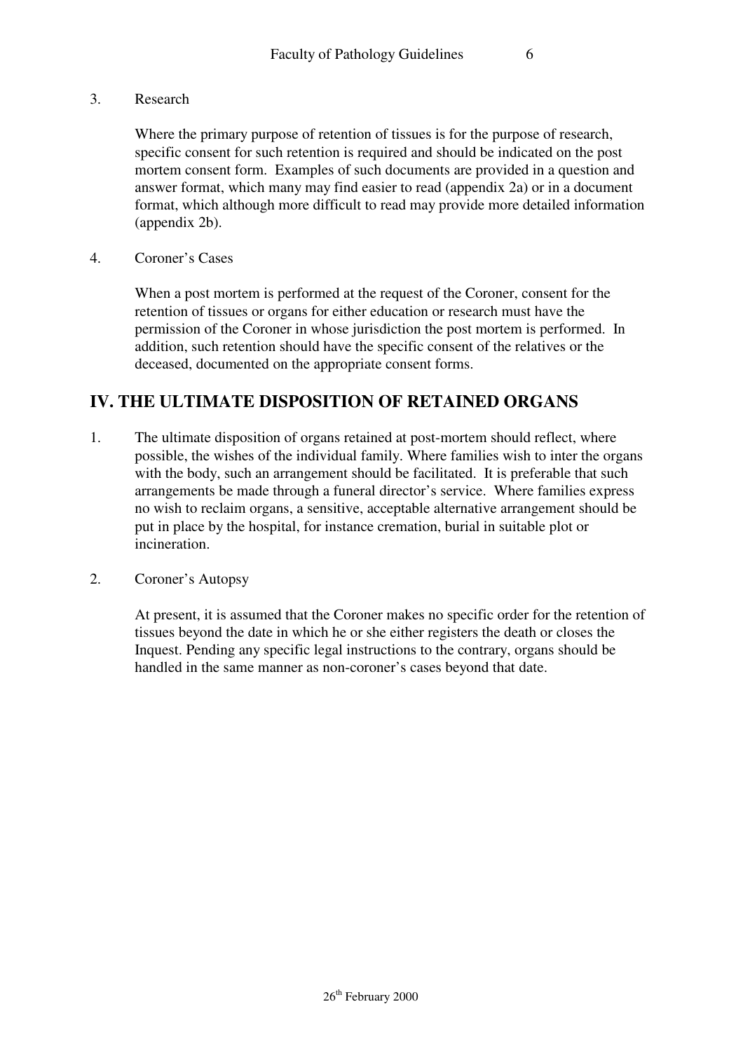3. Research

   Where the primary purpose of retention of tissues is for the purpose of research, specific consent for such retention is required and should be indicated on the post mortem consent form. Examples of such documents are provided in a question and answer format, which many may find easier to read (appendix 2a) or in a document format, which although more difficult to read may provide more detailed information (appendix 2b).

4. Coroner's Cases

   When a post mortem is performed at the request of the Coroner, consent for the retention of tissues or organs for either education or research must have the permission of the Coroner in whose jurisdiction the post mortem is performed. In addition, such retention should have the specific consent of the relatives or the deceased, documented on the appropriate consent forms.

## IV. THE ULTIMATE DISPOSITION OF RETAINED ORGANS

1. The ultimate disposition of organs retained at post-mortem should reflect, where possible, the wishes of the individual family. Where families wish to inter the organs with the body, such an arrangement should be facilitated. It is preferable that such arrangements be made through a funeral director's service. Where families express no wish to reclaim organs, a sensitive, acceptable alternative arrangement should be put in place by the hospital, for instance cremation, burial in suitable plot or incineration.

2. Coroner's Autopsy

   At present, it is assumed that the Coroner makes no specific order for the retention of tissues beyond the date in which he or she either registers the death or closes the Inquest. Pending any specific legal instructions to the contrary, organs should be handled in the same manner as non-coroner's cases beyond that date.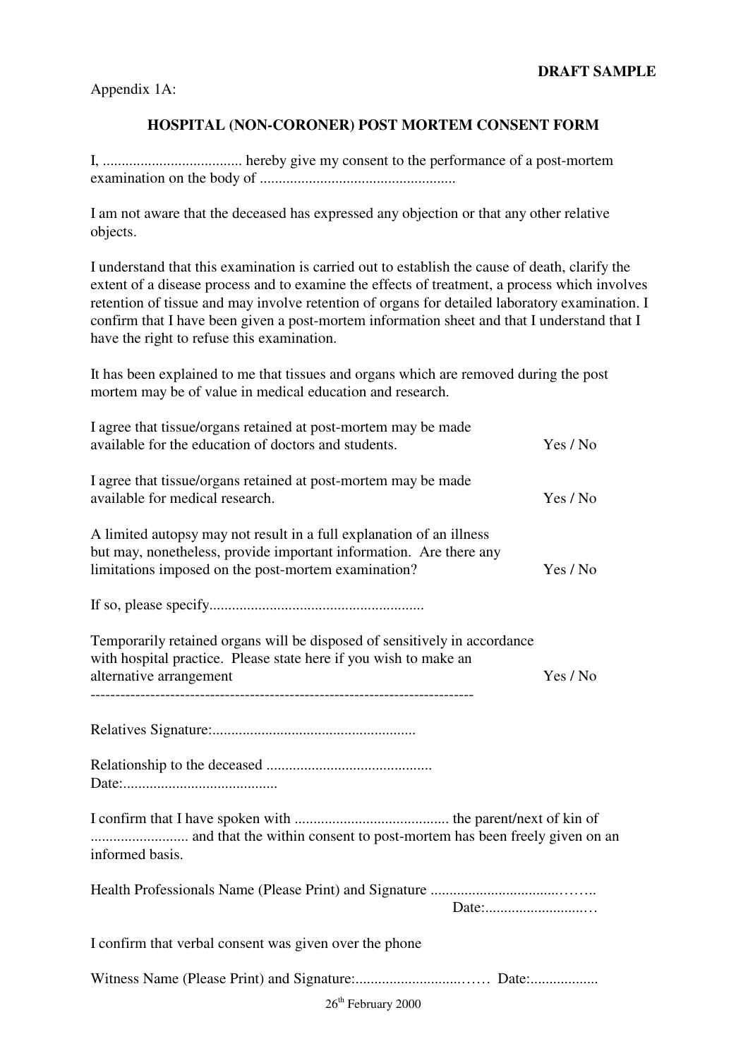**DRAFT SAMPLE**

Appendix 1A:

## HOSPITAL (NON-CORONER) POST MORTEM CONSENT FORM

I, .................................... hereby give my consent to the performance of a post-mortem examination on the body of ...................................................

I am not aware that the deceased has expressed any objection or that any other relative objects.

I understand that this examination is carried out to establish the cause of death, clarify the extent of a disease process and to examine the effects of treatment, a process which involves retention of tissue and may involve retention of organs for detailed laboratory examination. I confirm that I have been given a post-mortem information sheet and that I understand that I have the right to refuse this examination.

It has been explained to me that tissues and organs which are removed during the post mortem may be of value in medical education and research.

I agree that tissue/organs retained at post-mortem may be made available for the education of doctors and students. Yes / No

I agree that tissue/organs retained at post-mortem may be made available for medical research. Yes / No

A limited autopsy may not result in a full explanation of an illness but may, nonetheless, provide important information. Are there any limitations imposed on the post-mortem examination? Yes / No

If so, please specify........................................................

Temporarily retained organs will be disposed of sensitively in accordance with hospital practice. Please state here if you wish to make an alternative arrangement Yes / No

----------------------------------------------------------------------------

Relatives Signature:.....................................................

Relationship to the deceased ...........................................
Date:.........................................

I confirm that I have spoken with ......................................... the parent/next of kin of .......................... and that the within consent to post-mortem has been freely given on an informed basis.

Health Professionals Name (Please Print) and Signature .................................……..
Date:...........................…

I confirm that verbal consent was given over the phone

Witness Name (Please Print) and Signature:............................…… Date:..................

26th February 2000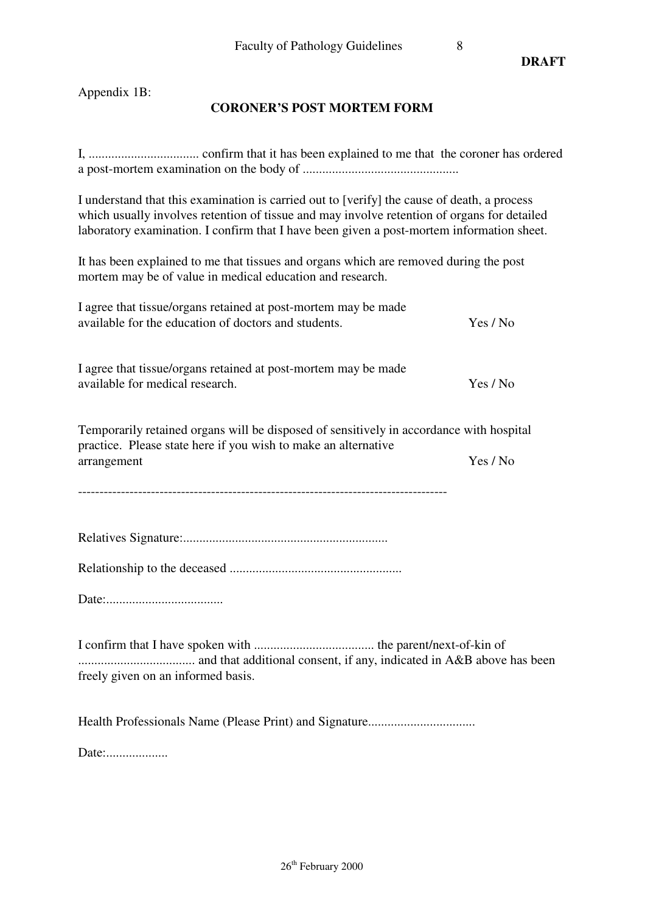**DRAFT**

Appendix 1B:

## CORONER'S POST MORTEM FORM

I, .................................. confirm that it has been explained to me that the coroner has ordered a post-mortem examination on the body of ................................................

I understand that this examination is carried out to [verify] the cause of death, a process which usually involves retention of tissue and may involve retention of organs for detailed laboratory examination. I confirm that I have been given a post-mortem information sheet.

It has been explained to me that tissues and organs which are removed during the post mortem may be of value in medical education and research.

I agree that tissue/organs retained at post-mortem may be made available for the education of doctors and students. Yes / No

I agree that tissue/organs retained at post-mortem may be made available for medical research. Yes / No

Temporarily retained organs will be disposed of sensitively in accordance with hospital practice. Please state here if you wish to make an alternative arrangement Yes / No

--------------------------------------------------------------------------------------

Relatives Signature:..............................................................

Relationship to the deceased .....................................................

Date:....................................

I confirm that I have spoken with ..................................... the parent/next-of-kin of .................................... and that additional consent, if any, indicated in A&B above has been freely given on an informed basis.

Health Professionals Name (Please Print) and Signature.................................

Date:...................

26th February 2000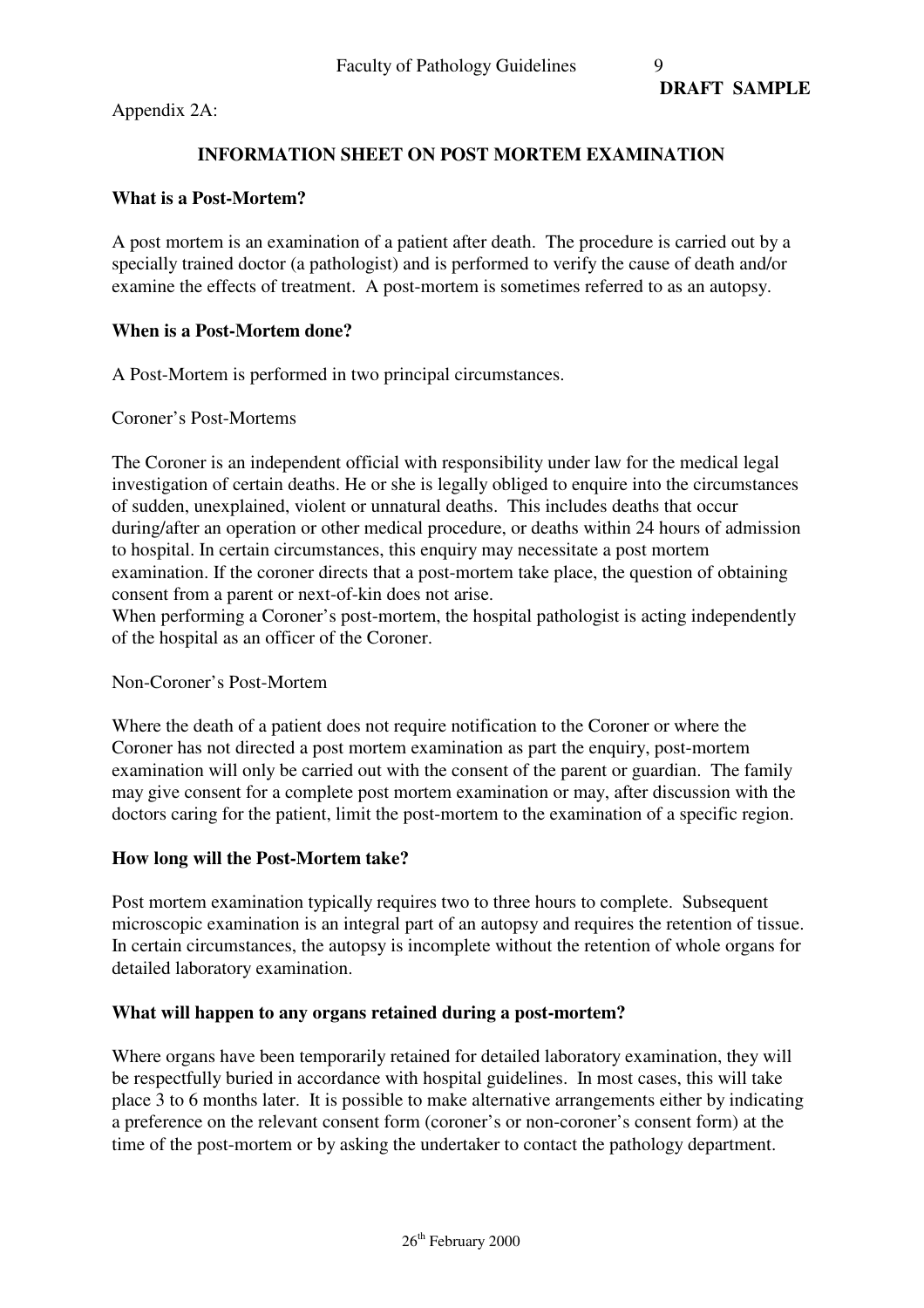**DRAFT SAMPLE**

Appendix 2A:

## INFORMATION SHEET ON POST MORTEM EXAMINATION

### What is a Post-Mortem?

A post mortem is an examination of a patient after death. The procedure is carried out by a specially trained doctor (a pathologist) and is performed to verify the cause of death and/or examine the effects of treatment. A post-mortem is sometimes referred to as an autopsy.

### When is a Post-Mortem done?

A Post-Mortem is performed in two principal circumstances.

Coroner's Post-Mortems

The Coroner is an independent official with responsibility under law for the medical legal investigation of certain deaths. He or she is legally obliged to enquire into the circumstances of sudden, unexplained, violent or unnatural deaths. This includes deaths that occur during/after an operation or other medical procedure, or deaths within 24 hours of admission to hospital. In certain circumstances, this enquiry may necessitate a post mortem examination. If the coroner directs that a post-mortem take place, the question of obtaining consent from a parent or next-of-kin does not arise.
When performing a Coroner's post-mortem, the hospital pathologist is acting independently of the hospital as an officer of the Coroner.

Non-Coroner's Post-Mortem

Where the death of a patient does not require notification to the Coroner or where the Coroner has not directed a post mortem examination as part the enquiry, post-mortem examination will only be carried out with the consent of the parent or guardian. The family may give consent for a complete post mortem examination or may, after discussion with the doctors caring for the patient, limit the post-mortem to the examination of a specific region.

### How long will the Post-Mortem take?

Post mortem examination typically requires two to three hours to complete. Subsequent microscopic examination is an integral part of an autopsy and requires the retention of tissue. In certain circumstances, the autopsy is incomplete without the retention of whole organs for detailed laboratory examination.

### What will happen to any organs retained during a post-mortem?

Where organs have been temporarily retained for detailed laboratory examination, they will be respectfully buried in accordance with hospital guidelines. In most cases, this will take place 3 to 6 months later. It is possible to make alternative arrangements either by indicating a preference on the relevant consent form (coroner's or non-coroner's consent form) at the time of the post-mortem or by asking the undertaker to contact the pathology department.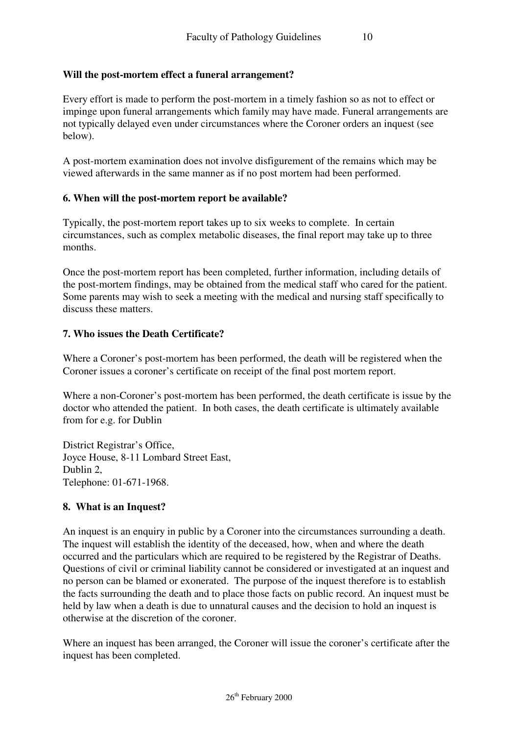**Will the post-mortem effect a funeral arrangement?**

Every effort is made to perform the post-mortem in a timely fashion so as not to effect or impinge upon funeral arrangements which family may have made. Funeral arrangements are not typically delayed even under circumstances where the Coroner orders an inquest (see below).

A post-mortem examination does not involve disfigurement of the remains which may be viewed afterwards in the same manner as if no post mortem had been performed.

**6. When will the post-mortem report be available?**

Typically, the post-mortem report takes up to six weeks to complete. In certain circumstances, such as complex metabolic diseases, the final report may take up to three months.

Once the post-mortem report has been completed, further information, including details of the post-mortem findings, may be obtained from the medical staff who cared for the patient. Some parents may wish to seek a meeting with the medical and nursing staff specifically to discuss these matters.

**7. Who issues the Death Certificate?**

Where a Coroner's post-mortem has been performed, the death will be registered when the Coroner issues a coroner's certificate on receipt of the final post mortem report.

Where a non-Coroner's post-mortem has been performed, the death certificate is issue by the doctor who attended the patient. In both cases, the death certificate is ultimately available from for e.g. for Dublin

District Registrar's Office,
Joyce House, 8-11 Lombard Street East,
Dublin 2,
Telephone: 01-671-1968.

**8. What is an Inquest?**

An inquest is an enquiry in public by a Coroner into the circumstances surrounding a death. The inquest will establish the identity of the deceased, how, when and where the death occurred and the particulars which are required to be registered by the Registrar of Deaths. Questions of civil or criminal liability cannot be considered or investigated at an inquest and no person can be blamed or exonerated. The purpose of the inquest therefore is to establish the facts surrounding the death and to place those facts on public record. An inquest must be held by law when a death is due to unnatural causes and the decision to hold an inquest is otherwise at the discretion of the coroner.

Where an inquest has been arranged, the Coroner will issue the coroner's certificate after the inquest has been completed.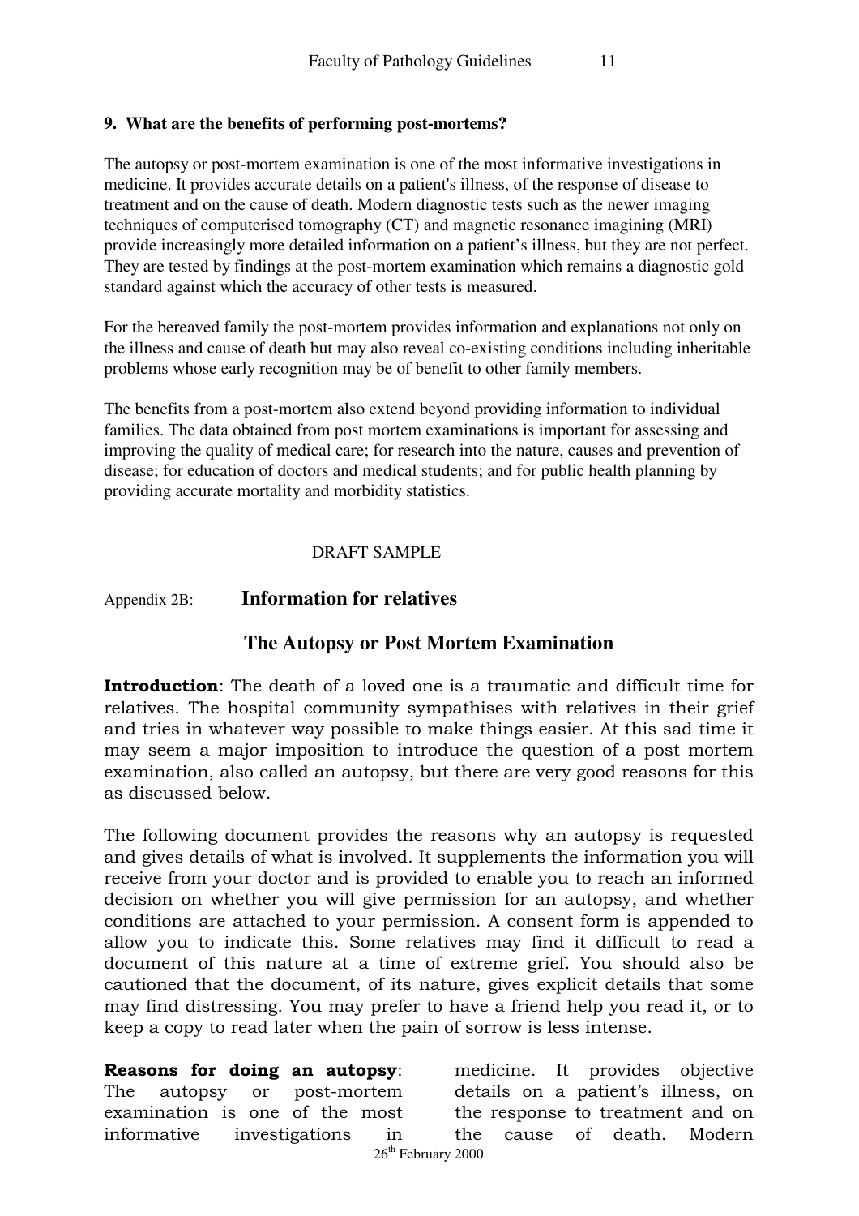**9. What are the benefits of performing post-mortems?**

The autopsy or post-mortem examination is one of the most informative investigations in medicine. It provides accurate details on a patient's illness, of the response of disease to treatment and on the cause of death. Modern diagnostic tests such as the newer imaging techniques of computerised tomography (CT) and magnetic resonance imagining (MRI) provide increasingly more detailed information on a patient's illness, but they are not perfect. They are tested by findings at the post-mortem examination which remains a diagnostic gold standard against which the accuracy of other tests is measured.

For the bereaved family the post-mortem provides information and explanations not only on the illness and cause of death but may also reveal co-existing conditions including inheritable problems whose early recognition may be of benefit to other family members.

The benefits from a post-mortem also extend beyond providing information to individual families. The data obtained from post mortem examinations is important for assessing and improving the quality of medical care; for research into the nature, causes and prevention of disease; for education of doctors and medical students; and for public health planning by providing accurate mortality and morbidity statistics.

DRAFT SAMPLE

Appendix 2B: **Information for relatives**

## The Autopsy or Post Mortem Examination

**Introduction**: The death of a loved one is a traumatic and difficult time for relatives. The hospital community sympathises with relatives in their grief and tries in whatever way possible to make things easier. At this sad time it may seem a major imposition to introduce the question of a post mortem examination, also called an autopsy, but there are very good reasons for this as discussed below.

The following document provides the reasons why an autopsy is requested and gives details of what is involved. It supplements the information you will receive from your doctor and is provided to enable you to reach an informed decision on whether you will give permission for an autopsy, and whether conditions are attached to your permission. A consent form is appended to allow you to indicate this. Some relatives may find it difficult to read a document of this nature at a time of extreme grief. You should also be cautioned that the document, of its nature, gives explicit details that some may find distressing. You may prefer to have a friend help you read it, or to keep a copy to read later when the pain of sorrow is less intense.

**Reasons for doing an autopsy**: The autopsy or post-mortem examination is one of the most informative investigations in medicine. It provides objective details on a patient's illness, on the response to treatment and on the cause of death. Modern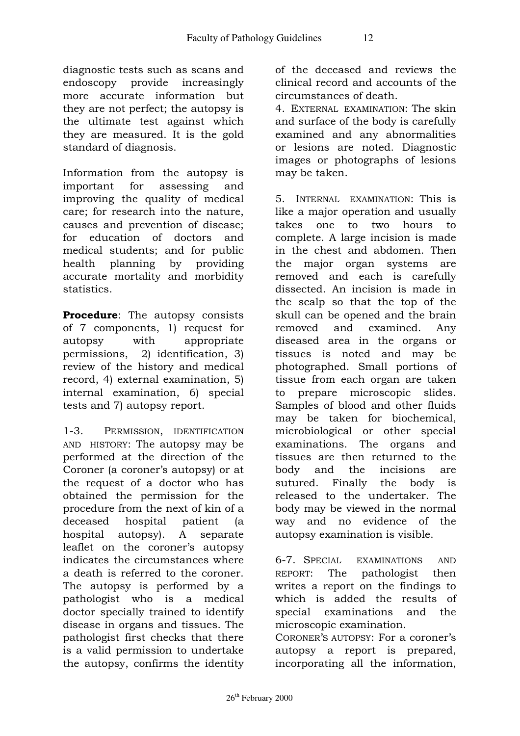diagnostic tests such as scans and endoscopy provide increasingly more accurate information but they are not perfect; the autopsy is the ultimate test against which they are measured. It is the gold standard of diagnosis.

Information from the autopsy is important for assessing and improving the quality of medical care; for research into the nature, causes and prevention of disease; for education of doctors and medical students; and for public health planning by providing accurate mortality and morbidity statistics.

**Procedure**: The autopsy consists of 7 components, 1) request for autopsy with appropriate permissions, 2) identification, 3) review of the history and medical record, 4) external examination, 5) internal examination, 6) special tests and 7) autopsy report.

1-3. PERMISSION, IDENTIFICATION AND HISTORY: The autopsy may be performed at the direction of the Coroner (a coroner's autopsy) or at the request of a doctor who has obtained the permission for the procedure from the next of kin of a deceased hospital patient (a hospital autopsy). A separate leaflet on the coroner's autopsy indicates the circumstances where a death is referred to the coroner. The autopsy is performed by a pathologist who is a medical doctor specially trained to identify disease in organs and tissues. The pathologist first checks that there is a valid permission to undertake the autopsy, confirms the identity of the deceased and reviews the clinical record and accounts of the circumstances of death.

4. EXTERNAL EXAMINATION: The skin and surface of the body is carefully examined and any abnormalities or lesions are noted. Diagnostic images or photographs of lesions may be taken.

5. INTERNAL EXAMINATION: This is like a major operation and usually takes one to two hours to complete. A large incision is made in the chest and abdomen. Then the major organ systems are removed and each is carefully dissected. An incision is made in the scalp so that the top of the skull can be opened and the brain removed and examined. Any diseased area in the organs or tissues is noted and may be photographed. Small portions of tissue from each organ are taken to prepare microscopic slides. Samples of blood and other fluids may be taken for biochemical, microbiological or other special examinations. The organs and tissues are then returned to the body and the incisions are sutured. Finally the body is released to the undertaker. The body may be viewed in the normal way and no evidence of the autopsy examination is visible.

6-7. SPECIAL EXAMINATIONS AND REPORT: The pathologist then writes a report on the findings to which is added the results of special examinations and the microscopic examination.

CORONER'S AUTOPSY: For a coroner's autopsy a report is prepared, incorporating all the information,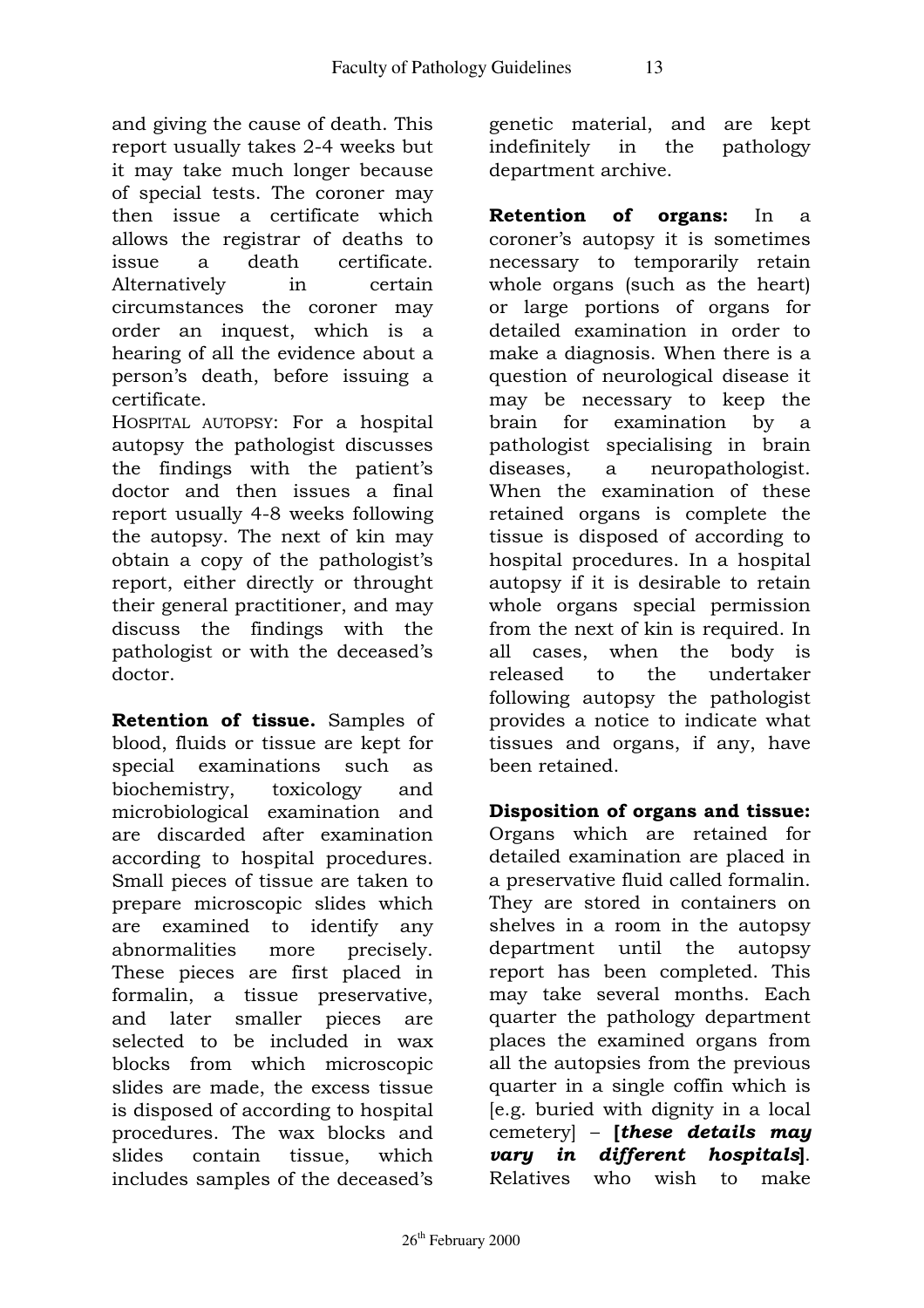and giving the cause of death. This report usually takes 2-4 weeks but it may take much longer because of special tests. The coroner may then issue a certificate which allows the registrar of deaths to issue a death certificate. Alternatively in certain circumstances the coroner may order an inquest, which is a hearing of all the evidence about a person's death, before issuing a certificate.

HOSPITAL AUTOPSY: For a hospital autopsy the pathologist discusses the findings with the patient's doctor and then issues a final report usually 4-8 weeks following the autopsy. The next of kin may obtain a copy of the pathologist's report, either directly or throught their general practitioner, and may discuss the findings with the pathologist or with the deceased's doctor.

**Retention of tissue.** Samples of blood, fluids or tissue are kept for special examinations such as biochemistry, toxicology and microbiological examination and are discarded after examination according to hospital procedures. Small pieces of tissue are taken to prepare microscopic slides which are examined to identify any abnormalities more precisely. These pieces are first placed in formalin, a tissue preservative, and later smaller pieces are selected to be included in wax blocks from which microscopic slides are made, the excess tissue is disposed of according to hospital procedures. The wax blocks and slides contain tissue, which includes samples of the deceased's genetic material, and are kept indefinitely in the pathology department archive.

**Retention of organs:** In a coroner's autopsy it is sometimes necessary to temporarily retain whole organs (such as the heart) or large portions of organs for detailed examination in order to make a diagnosis. When there is a question of neurological disease it may be necessary to keep the brain for examination by a pathologist specialising in brain diseases, a neuropathologist. When the examination of these retained organs is complete the tissue is disposed of according to hospital procedures. In a hospital autopsy if it is desirable to retain whole organs special permission from the next of kin is required. In all cases, when the body is released to the undertaker following autopsy the pathologist provides a notice to indicate what tissues and organs, if any, have been retained.

**Disposition of organs and tissue:** Organs which are retained for detailed examination are placed in a preservative fluid called formalin. They are stored in containers on shelves in a room in the autopsy department until the autopsy report has been completed. This may take several months. Each quarter the pathology department places the examined organs from all the autopsies from the previous quarter in a single coffin which is [e.g. buried with dignity in a local cemetery] – **[*these details may vary in different hospitals*]**. Relatives who wish to make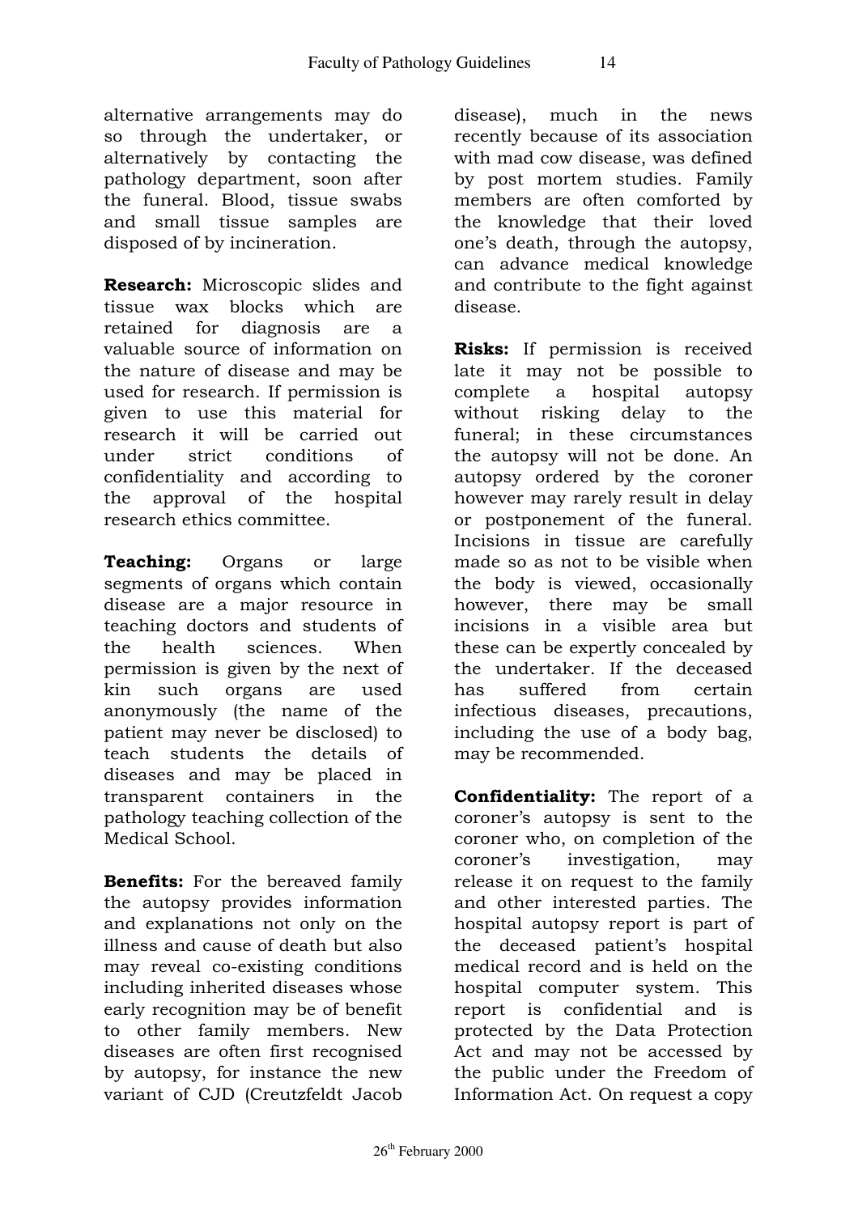alternative arrangements may do so through the undertaker, or alternatively by contacting the pathology department, soon after the funeral. Blood, tissue swabs and small tissue samples are disposed of by incineration.

**Research:** Microscopic slides and tissue wax blocks which are retained for diagnosis are a valuable source of information on the nature of disease and may be used for research. If permission is given to use this material for research it will be carried out under strict conditions of confidentiality and according to the approval of the hospital research ethics committee.

**Teaching:** Organs or large segments of organs which contain disease are a major resource in teaching doctors and students of the health sciences. When permission is given by the next of kin such organs are used anonymously (the name of the patient may never be disclosed) to teach students the details of diseases and may be placed in transparent containers in the pathology teaching collection of the Medical School.

**Benefits:** For the bereaved family the autopsy provides information and explanations not only on the illness and cause of death but also may reveal co-existing conditions including inherited diseases whose early recognition may be of benefit to other family members. New diseases are often first recognised by autopsy, for instance the new variant of CJD (Creutzfeldt Jacob disease), much in the news recently because of its association with mad cow disease, was defined by post mortem studies. Family members are often comforted by the knowledge that their loved one's death, through the autopsy, can advance medical knowledge and contribute to the fight against disease.

**Risks:** If permission is received late it may not be possible to complete a hospital autopsy without risking delay to the funeral; in these circumstances the autopsy will not be done. An autopsy ordered by the coroner however may rarely result in delay or postponement of the funeral. Incisions in tissue are carefully made so as not to be visible when the body is viewed, occasionally however, there may be small incisions in a visible area but these can be expertly concealed by the undertaker. If the deceased has suffered from certain infectious diseases, precautions, including the use of a body bag, may be recommended.

**Confidentiality:** The report of a coroner's autopsy is sent to the coroner who, on completion of the coroner's investigation, may release it on request to the family and other interested parties. The hospital autopsy report is part of the deceased patient's hospital medical record and is held on the hospital computer system. This report is confidential and is protected by the Data Protection Act and may not be accessed by the public under the Freedom of Information Act. On request a copy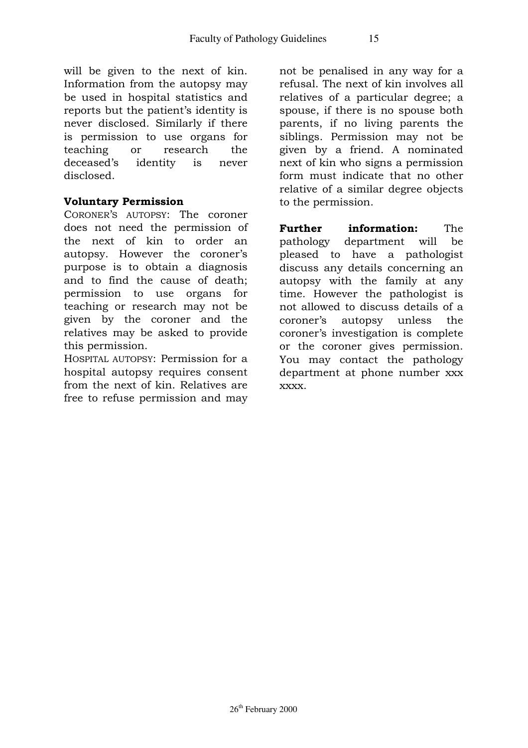will be given to the next of kin. Information from the autopsy may be used in hospital statistics and reports but the patient's identity is never disclosed. Similarly if there is permission to use organs for teaching or research the deceased's identity is never disclosed.

**Voluntary Permission**

CORONER'S AUTOPSY: The coroner does not need the permission of the next of kin to order an autopsy. However the coroner's purpose is to obtain a diagnosis and to find the cause of death; permission to use organs for teaching or research may not be given by the coroner and the relatives may be asked to provide this permission.

HOSPITAL AUTOPSY: Permission for a hospital autopsy requires consent from the next of kin. Relatives are free to refuse permission and may not be penalised in any way for a refusal. The next of kin involves all relatives of a particular degree; a spouse, if there is no spouse both parents, if no living parents the siblings. Permission may not be given by a friend. A nominated next of kin who signs a permission form must indicate that no other relative of a similar degree objects to the permission.

**Further information:** The pathology department will be pleased to have a pathologist discuss any details concerning an autopsy with the family at any time. However the pathologist is not allowed to discuss details of a coroner's autopsy unless the coroner's investigation is complete or the coroner gives permission. You may contact the pathology department at phone number xxx xxxx.